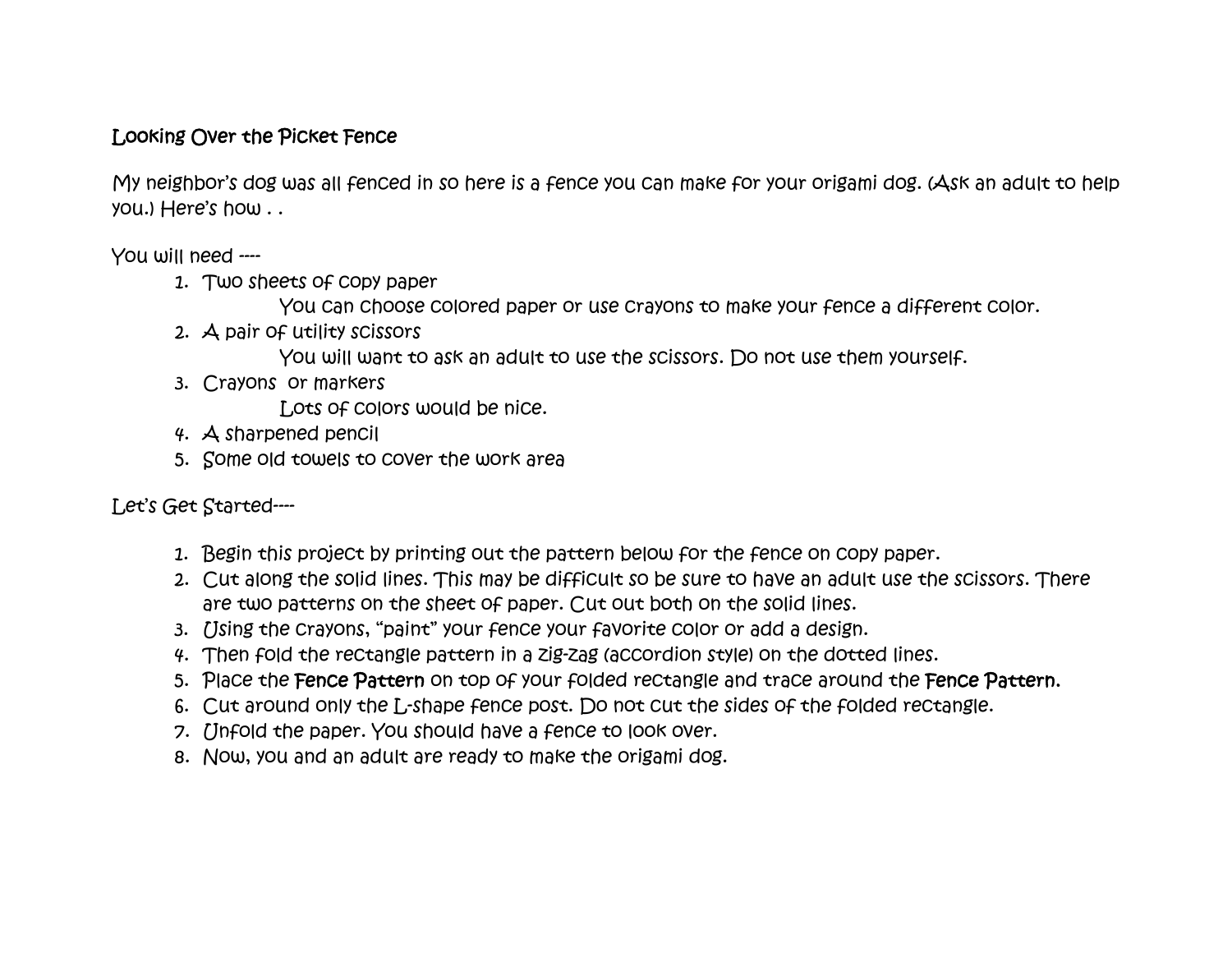## Looking Over the Picket Fence

My neighbor's dog was all fenced in so here is a fence you can make for your origami dog. (Ask an adult to help you.) Here's how . .

You will need ----

1. Two sheets of copy paper
   You can choose colored paper or use crayons to make your fence a different color.
2. A pair of utility scissors
   You will want to ask an adult to use the scissors. Do not use them yourself.
3. Crayons  or markers
   Lots of colors would be nice.
4. A sharpened pencil
5. Some old towels to cover the work area

Let's Get Started----

1. Begin this project by printing out the pattern below for the fence on copy paper.
2. Cut along the solid lines. This may be difficult so be sure to have an adult use the scissors. There are two patterns on the sheet of paper. Cut out both on the solid lines.
3. Using the crayons, "paint" your fence your favorite color or add a design.
4. Then fold the rectangle pattern in a zig-zag (accordion style) on the dotted lines.
5. Place the **Fence Pattern** on top of your folded rectangle and trace around the **Fence Pattern.**
6. Cut around only the L-shape fence post. Do not cut the sides of the folded rectangle.
7. Unfold the paper. You should have a fence to look over.
8. Now, you and an adult are ready to make the origami dog.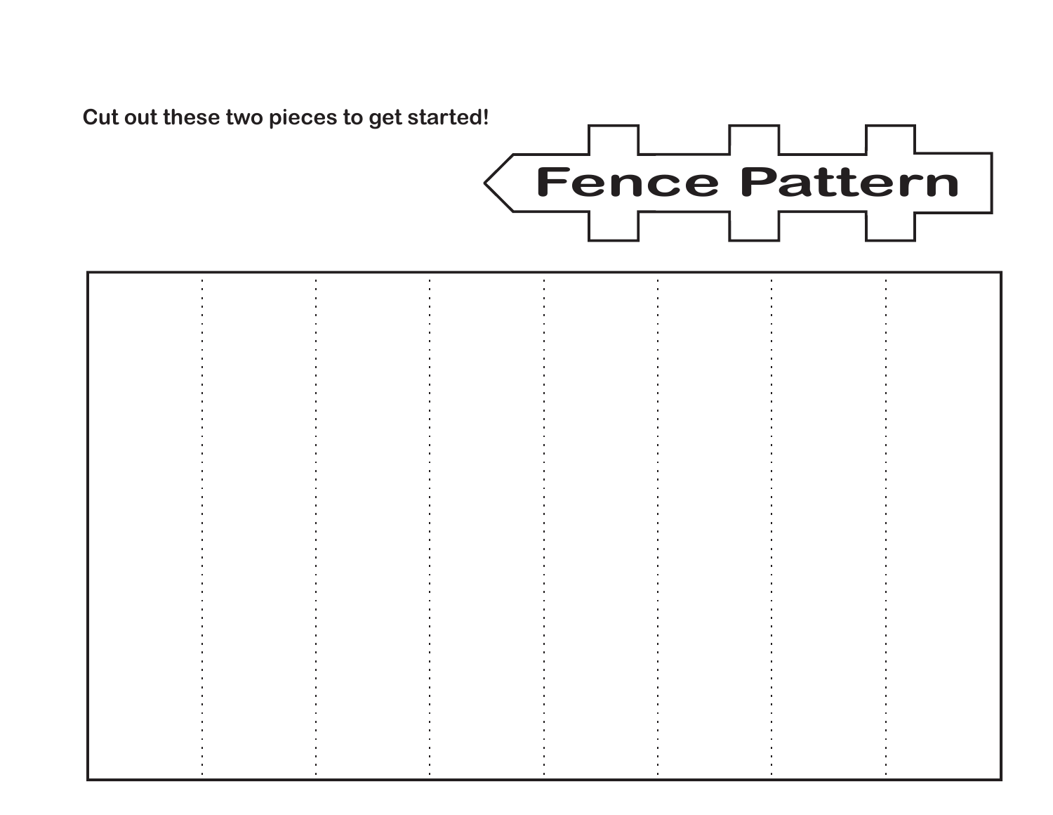Cut out these two pieces to get started!

Fence Pattern